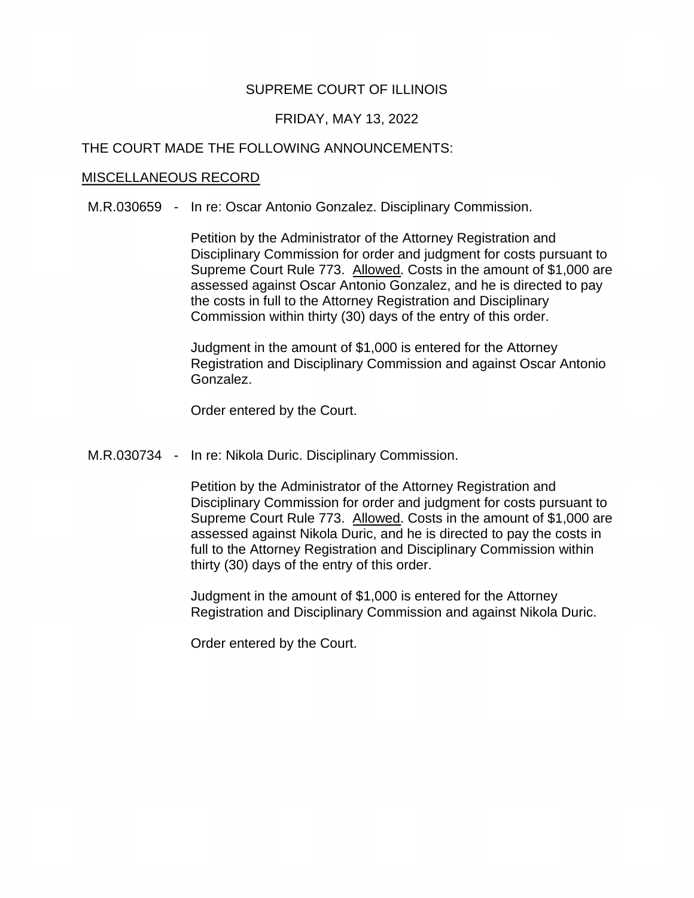SUPREME COURT OF ILLINOIS

FRIDAY, MAY 13, 2022

THE COURT MADE THE FOLLOWING ANNOUNCEMENTS:

MISCELLANEOUS RECORD

M.R.030659 - In re: Oscar Antonio Gonzalez. Disciplinary Commission.

Petition by the Administrator of the Attorney Registration and Disciplinary Commission for order and judgment for costs pursuant to Supreme Court Rule 773. Allowed. Costs in the amount of $1,000 are assessed against Oscar Antonio Gonzalez, and he is directed to pay the costs in full to the Attorney Registration and Disciplinary Commission within thirty (30) days of the entry of this order.

Judgment in the amount of $1,000 is entered for the Attorney Registration and Disciplinary Commission and against Oscar Antonio Gonzalez.

Order entered by the Court.

M.R.030734 - In re: Nikola Duric. Disciplinary Commission.

Petition by the Administrator of the Attorney Registration and Disciplinary Commission for order and judgment for costs pursuant to Supreme Court Rule 773. Allowed. Costs in the amount of $1,000 are assessed against Nikola Duric, and he is directed to pay the costs in full to the Attorney Registration and Disciplinary Commission within thirty (30) days of the entry of this order.

Judgment in the amount of $1,000 is entered for the Attorney Registration and Disciplinary Commission and against Nikola Duric.

Order entered by the Court.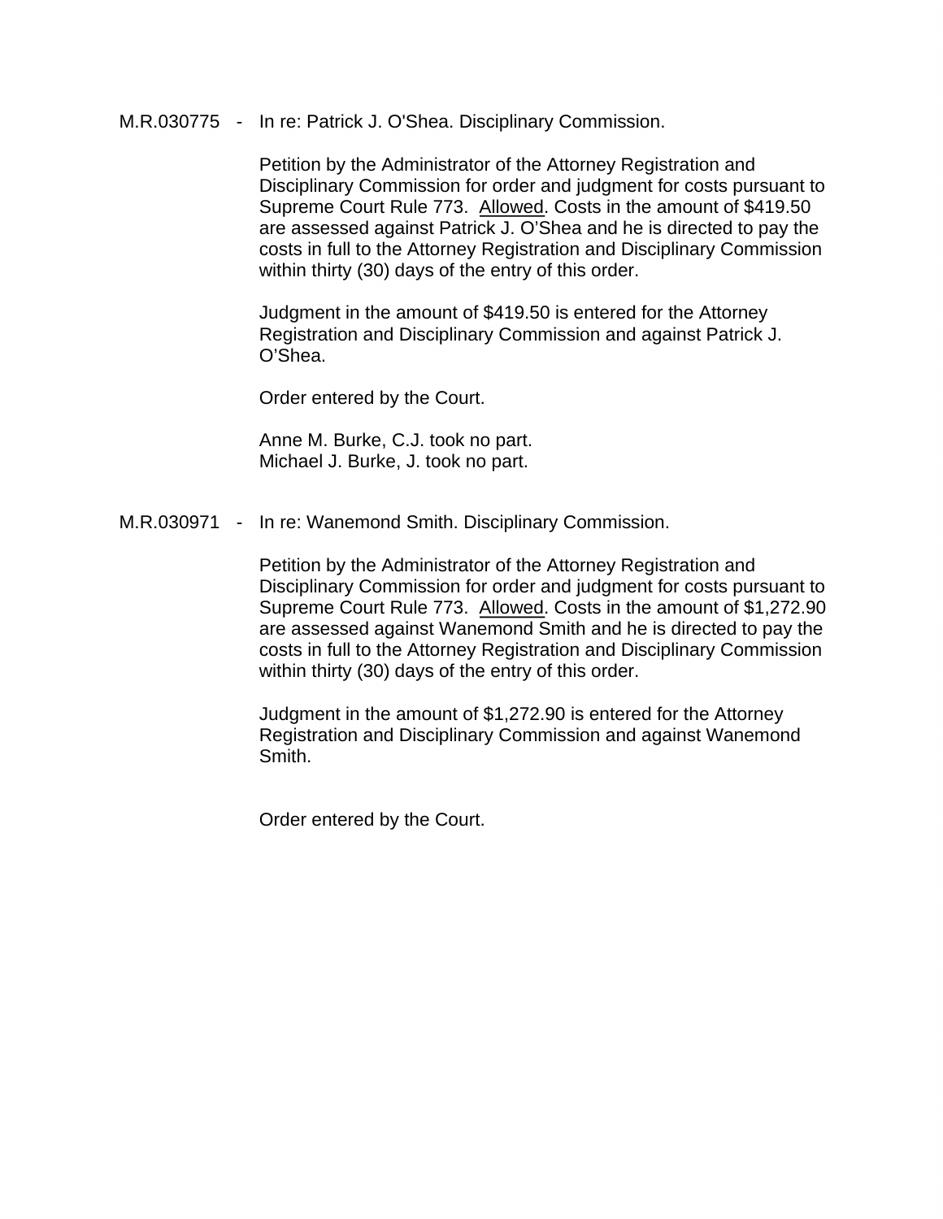M.R.030775 - In re: Patrick J. O'Shea. Disciplinary Commission.

Petition by the Administrator of the Attorney Registration and Disciplinary Commission for order and judgment for costs pursuant to Supreme Court Rule 773. <u>Allowed</u>. Costs in the amount of $419.50 are assessed against Patrick J. O'Shea and he is directed to pay the costs in full to the Attorney Registration and Disciplinary Commission within thirty (30) days of the entry of this order.

Judgment in the amount of $419.50 is entered for the Attorney Registration and Disciplinary Commission and against Patrick J. O'Shea.

Order entered by the Court.

Anne M. Burke, C.J. took no part.
Michael J. Burke, J. took no part.

M.R.030971 - In re: Wanemond Smith. Disciplinary Commission.

Petition by the Administrator of the Attorney Registration and Disciplinary Commission for order and judgment for costs pursuant to Supreme Court Rule 773. <u>Allowed</u>. Costs in the amount of $1,272.90 are assessed against Wanemond Smith and he is directed to pay the costs in full to the Attorney Registration and Disciplinary Commission within thirty (30) days of the entry of this order.

Judgment in the amount of $1,272.90 is entered for the Attorney Registration and Disciplinary Commission and against Wanemond Smith.

Order entered by the Court.